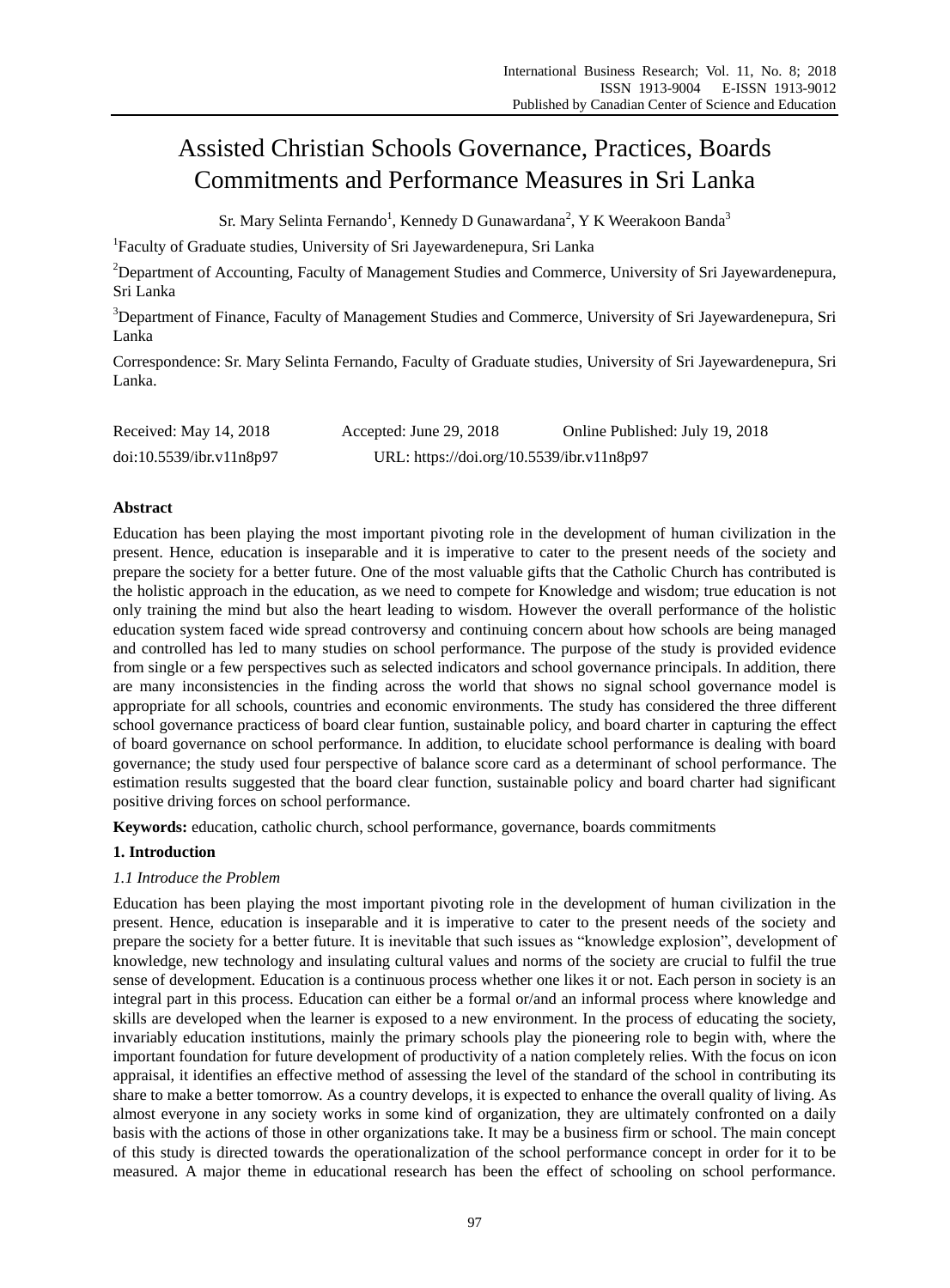# Assisted Christian Schools Governance, Practices, Boards Commitments and Performance Measures in Sri Lanka

Sr. Mary Selinta Fernando[1], Kennedy D Gunawardana[2], Y K Weerakoon Banda[3]

[1]Faculty of Graduate studies, University of Sri Jayewardenepura, Sri Lanka

[2]Department of Accounting, Faculty of Management Studies and Commerce, University of Sri Jayewardenepura, Sri Lanka

[3]Department of Finance, Faculty of Management Studies and Commerce, University of Sri Jayewardenepura, Sri Lanka

Correspondence: Sr. Mary Selinta Fernando, Faculty of Graduate studies, University of Sri Jayewardenepura, Sri Lanka.

Received: May 14, 2018 Accepted: June 29, 2018 Online Published: July 19, 2018

doi:10.5539/ibr.v11n8p97 URL: https://doi.org/10.5539/ibr.v11n8p97

**Abstract**

Education has been playing the most important pivoting role in the development of human civilization in the present. Hence, education is inseparable and it is imperative to cater to the present needs of the society and prepare the society for a better future. One of the most valuable gifts that the Catholic Church has contributed is the holistic approach in the education, as we need to compete for Knowledge and wisdom; true education is not only training the mind but also the heart leading to wisdom. However the overall performance of the holistic education system faced wide spread controversy and continuing concern about how schools are being managed and controlled has led to many studies on school performance. The purpose of the study is provided evidence from single or a few perspectives such as selected indicators and school governance principals. In addition, there are many inconsistencies in the finding across the world that shows no signal school governance model is appropriate for all schools, countries and economic environments. The study has considered the three different school governance practicess of board clear funtion, sustainable policy, and board charter in capturing the effect of board governance on school performance. In addition, to elucidate school performance is dealing with board governance; the study used four perspective of balance score card as a determinant of school performance. The estimation results suggested that the board clear function, sustainable policy and board charter had significant positive driving forces on school performance.

**Keywords:** education, catholic church, school performance, governance, boards commitments

## 1. Introduction

### *1.1 Introduce the Problem*

Education has been playing the most important pivoting role in the development of human civilization in the present. Hence, education is inseparable and it is imperative to cater to the present needs of the society and prepare the society for a better future. It is inevitable that such issues as "knowledge explosion", development of knowledge, new technology and insulating cultural values and norms of the society are crucial to fulfil the true sense of development. Education is a continuous process whether one likes it or not. Each person in society is an integral part in this process. Education can either be a formal or/and an informal process where knowledge and skills are developed when the learner is exposed to a new environment. In the process of educating the society, invariably education institutions, mainly the primary schools play the pioneering role to begin with, where the important foundation for future development of productivity of a nation completely relies. With the focus on icon appraisal, it identifies an effective method of assessing the level of the standard of the school in contributing its share to make a better tomorrow. As a country develops, it is expected to enhance the overall quality of living. As almost everyone in any society works in some kind of organization, they are ultimately confronted on a daily basis with the actions of those in other organizations take. It may be a business firm or school. The main concept of this study is directed towards the operationalization of the school performance concept in order for it to be measured. A major theme in educational research has been the effect of schooling on school performance.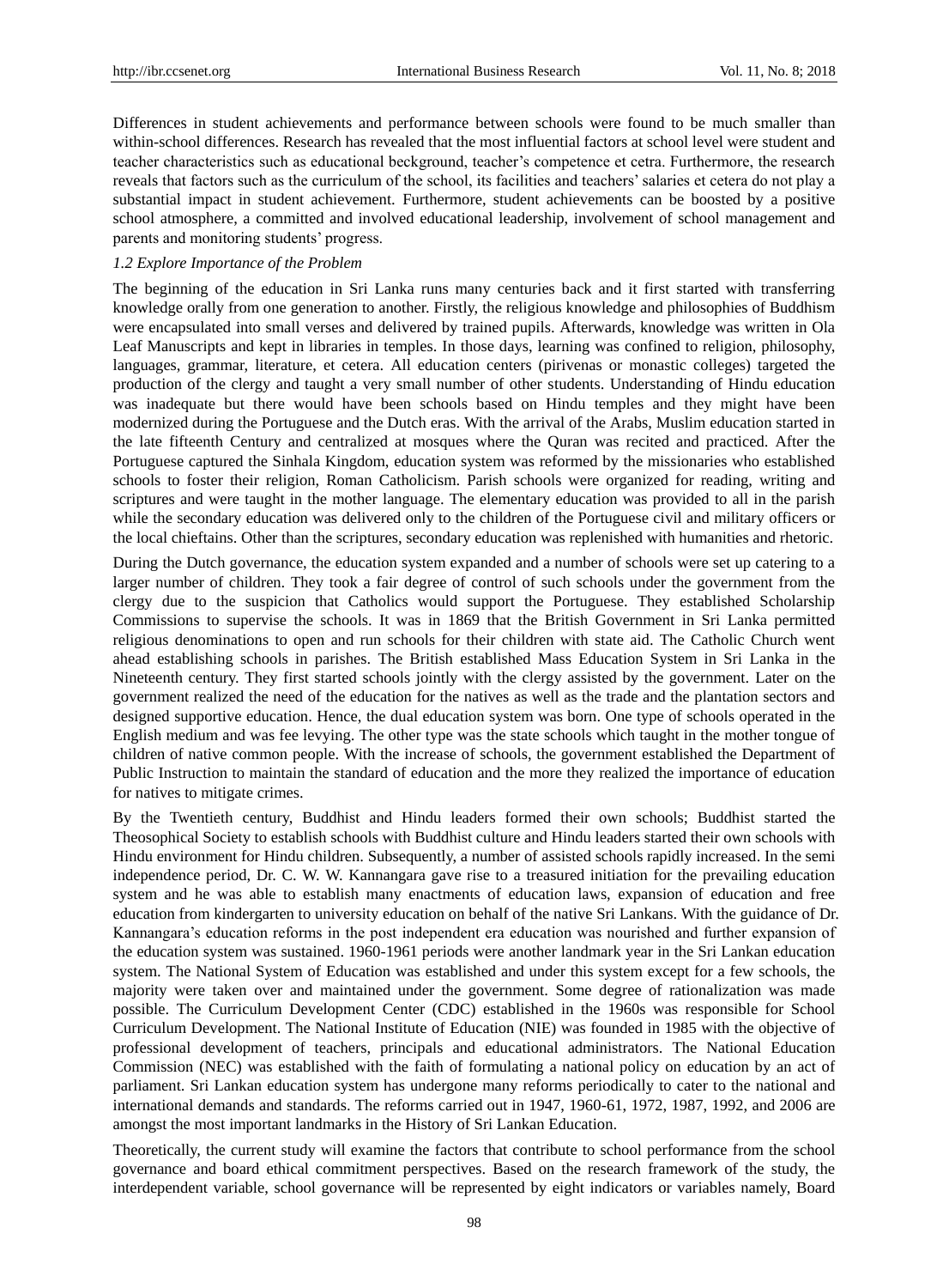Differences in student achievements and performance between schools were found to be much smaller than within-school differences. Research has revealed that the most influential factors at school level were student and teacher characteristics such as educational beckground, teacher's competence et cetra. Furthermore, the research reveals that factors such as the curriculum of the school, its facilities and teachers' salaries et cetera do not play a substantial impact in student achievement. Furthermore, student achievements can be boosted by a positive school atmosphere, a committed and involved educational leadership, involvement of school management and parents and monitoring students' progress.

### *1.2 Explore Importance of the Problem*

The beginning of the education in Sri Lanka runs many centuries back and it first started with transferring knowledge orally from one generation to another. Firstly, the religious knowledge and philosophies of Buddhism were encapsulated into small verses and delivered by trained pupils. Afterwards, knowledge was written in Ola Leaf Manuscripts and kept in libraries in temples. In those days, learning was confined to religion, philosophy, languages, grammar, literature, et cetera. All education centers (pirivenas or monastic colleges) targeted the production of the clergy and taught a very small number of other students. Understanding of Hindu education was inadequate but there would have been schools based on Hindu temples and they might have been modernized during the Portuguese and the Dutch eras. With the arrival of the Arabs, Muslim education started in the late fifteenth Century and centralized at mosques where the Quran was recited and practiced. After the Portuguese captured the Sinhala Kingdom, education system was reformed by the missionaries who established schools to foster their religion, Roman Catholicism. Parish schools were organized for reading, writing and scriptures and were taught in the mother language. The elementary education was provided to all in the parish while the secondary education was delivered only to the children of the Portuguese civil and military officers or the local chieftains. Other than the scriptures, secondary education was replenished with humanities and rhetoric.

During the Dutch governance, the education system expanded and a number of schools were set up catering to a larger number of children. They took a fair degree of control of such schools under the government from the clergy due to the suspicion that Catholics would support the Portuguese. They established Scholarship Commissions to supervise the schools. It was in 1869 that the British Government in Sri Lanka permitted religious denominations to open and run schools for their children with state aid. The Catholic Church went ahead establishing schools in parishes. The British established Mass Education System in Sri Lanka in the Nineteenth century. They first started schools jointly with the clergy assisted by the government. Later on the government realized the need of the education for the natives as well as the trade and the plantation sectors and designed supportive education. Hence, the dual education system was born. One type of schools operated in the English medium and was fee levying. The other type was the state schools which taught in the mother tongue of children of native common people. With the increase of schools, the government established the Department of Public Instruction to maintain the standard of education and the more they realized the importance of education for natives to mitigate crimes.

By the Twentieth century, Buddhist and Hindu leaders formed their own schools; Buddhist started the Theosophical Society to establish schools with Buddhist culture and Hindu leaders started their own schools with Hindu environment for Hindu children. Subsequently, a number of assisted schools rapidly increased. In the semi independence period, Dr. C. W. W. Kannangara gave rise to a treasured initiation for the prevailing education system and he was able to establish many enactments of education laws, expansion of education and free education from kindergarten to university education on behalf of the native Sri Lankans. With the guidance of Dr. Kannangara's education reforms in the post independent era education was nourished and further expansion of the education system was sustained. 1960-1961 periods were another landmark year in the Sri Lankan education system. The National System of Education was established and under this system except for a few schools, the majority were taken over and maintained under the government. Some degree of rationalization was made possible. The Curriculum Development Center (CDC) established in the 1960s was responsible for School Curriculum Development. The National Institute of Education (NIE) was founded in 1985 with the objective of professional development of teachers, principals and educational administrators. The National Education Commission (NEC) was established with the faith of formulating a national policy on education by an act of parliament. Sri Lankan education system has undergone many reforms periodically to cater to the national and international demands and standards. The reforms carried out in 1947, 1960-61, 1972, 1987, 1992, and 2006 are amongst the most important landmarks in the History of Sri Lankan Education.

Theoretically, the current study will examine the factors that contribute to school performance from the school governance and board ethical commitment perspectives. Based on the research framework of the study, the interdependent variable, school governance will be represented by eight indicators or variables namely, Board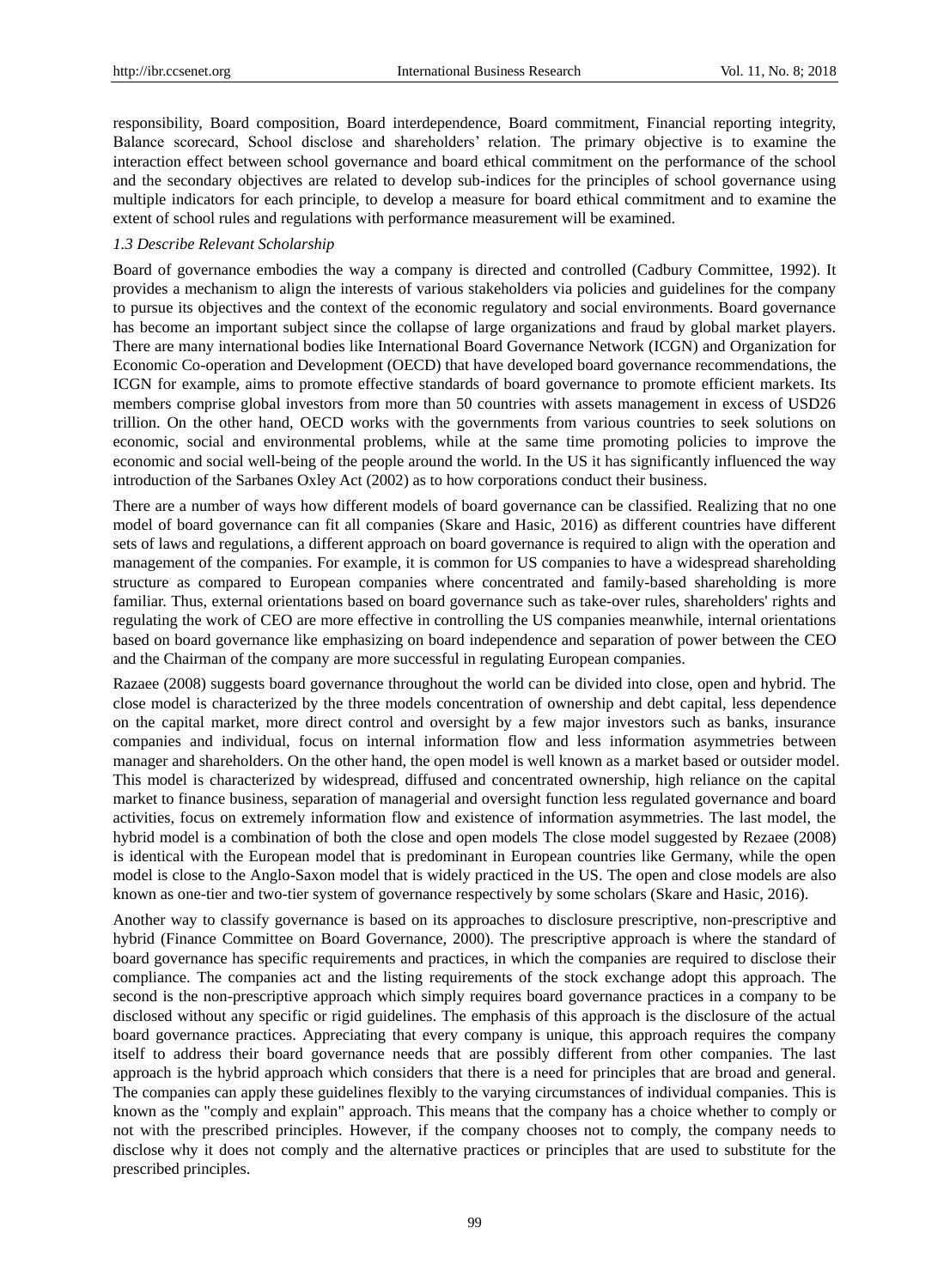responsibility, Board composition, Board interdependence, Board commitment, Financial reporting integrity, Balance scorecard, School disclose and shareholders' relation. The primary objective is to examine the interaction effect between school governance and board ethical commitment on the performance of the school and the secondary objectives are related to develop sub-indices for the principles of school governance using multiple indicators for each principle, to develop a measure for board ethical commitment and to examine the extent of school rules and regulations with performance measurement will be examined.

### *1.3 Describe Relevant Scholarship*

Board of governance embodies the way a company is directed and controlled (Cadbury Committee, 1992). It provides a mechanism to align the interests of various stakeholders via policies and guidelines for the company to pursue its objectives and the context of the economic regulatory and social environments. Board governance has become an important subject since the collapse of large organizations and fraud by global market players. There are many international bodies like International Board Governance Network (ICGN) and Organization for Economic Co-operation and Development (OECD) that have developed board governance recommendations, the ICGN for example, aims to promote effective standards of board governance to promote efficient markets. Its members comprise global investors from more than 50 countries with assets management in excess of USD26 trillion. On the other hand, OECD works with the governments from various countries to seek solutions on economic, social and environmental problems, while at the same time promoting policies to improve the economic and social well-being of the people around the world. In the US it has significantly influenced the way introduction of the Sarbanes Oxley Act (2002) as to how corporations conduct their business.

There are a number of ways how different models of board governance can be classified. Realizing that no one model of board governance can fit all companies (Skare and Hasic, 2016) as different countries have different sets of laws and regulations, a different approach on board governance is required to align with the operation and management of the companies. For example, it is common for US companies to have a widespread shareholding structure as compared to European companies where concentrated and family-based shareholding is more familiar. Thus, external orientations based on board governance such as take-over rules, shareholders' rights and regulating the work of CEO are more effective in controlling the US companies meanwhile, internal orientations based on board governance like emphasizing on board independence and separation of power between the CEO and the Chairman of the company are more successful in regulating European companies.

Razaee (2008) suggests board governance throughout the world can be divided into close, open and hybrid. The close model is characterized by the three models concentration of ownership and debt capital, less dependence on the capital market, more direct control and oversight by a few major investors such as banks, insurance companies and individual, focus on internal information flow and less information asymmetries between manager and shareholders. On the other hand, the open model is well known as a market based or outsider model. This model is characterized by widespread, diffused and concentrated ownership, high reliance on the capital market to finance business, separation of managerial and oversight function less regulated governance and board activities, focus on extremely information flow and existence of information asymmetries. The last model, the hybrid model is a combination of both the close and open models The close model suggested by Rezaee (2008) is identical with the European model that is predominant in European countries like Germany, while the open model is close to the Anglo-Saxon model that is widely practiced in the US. The open and close models are also known as one-tier and two-tier system of governance respectively by some scholars (Skare and Hasic, 2016).

Another way to classify governance is based on its approaches to disclosure prescriptive, non-prescriptive and hybrid (Finance Committee on Board Governance, 2000). The prescriptive approach is where the standard of board governance has specific requirements and practices, in which the companies are required to disclose their compliance. The companies act and the listing requirements of the stock exchange adopt this approach. The second is the non-prescriptive approach which simply requires board governance practices in a company to be disclosed without any specific or rigid guidelines. The emphasis of this approach is the disclosure of the actual board governance practices. Appreciating that every company is unique, this approach requires the company itself to address their board governance needs that are possibly different from other companies. The last approach is the hybrid approach which considers that there is a need for principles that are broad and general. The companies can apply these guidelines flexibly to the varying circumstances of individual companies. This is known as the "comply and explain" approach. This means that the company has a choice whether to comply or not with the prescribed principles. However, if the company chooses not to comply, the company needs to disclose why it does not comply and the alternative practices or principles that are used to substitute for the prescribed principles.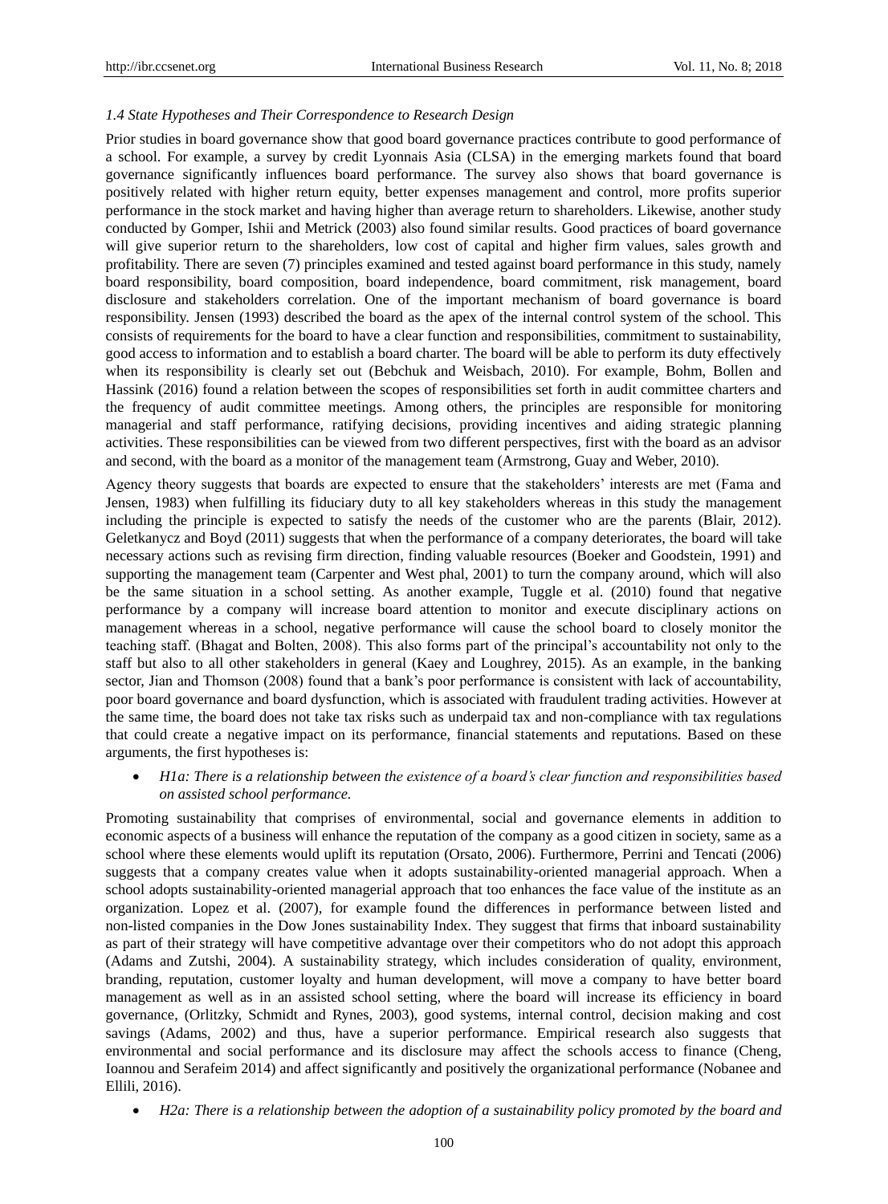### *1.4 State Hypotheses and Their Correspondence to Research Design*

Prior studies in board governance show that good board governance practices contribute to good performance of a school. For example, a survey by credit Lyonnais Asia (CLSA) in the emerging markets found that board governance significantly influences board performance. The survey also shows that board governance is positively related with higher return equity, better expenses management and control, more profits superior performance in the stock market and having higher than average return to shareholders. Likewise, another study conducted by Gomper, Ishii and Metrick (2003) also found similar results. Good practices of board governance will give superior return to the shareholders, low cost of capital and higher firm values, sales growth and profitability. There are seven (7) principles examined and tested against board performance in this study, namely board responsibility, board composition, board independence, board commitment, risk management, board disclosure and stakeholders correlation. One of the important mechanism of board governance is board responsibility. Jensen (1993) described the board as the apex of the internal control system of the school. This consists of requirements for the board to have a clear function and responsibilities, commitment to sustainability, good access to information and to establish a board charter. The board will be able to perform its duty effectively when its responsibility is clearly set out (Bebchuk and Weisbach, 2010). For example, Bohm, Bollen and Hassink (2016) found a relation between the scopes of responsibilities set forth in audit committee charters and the frequency of audit committee meetings. Among others, the principles are responsible for monitoring managerial and staff performance, ratifying decisions, providing incentives and aiding strategic planning activities. These responsibilities can be viewed from two different perspectives, first with the board as an advisor and second, with the board as a monitor of the management team (Armstrong, Guay and Weber, 2010).

Agency theory suggests that boards are expected to ensure that the stakeholders' interests are met (Fama and Jensen, 1983) when fulfilling its fiduciary duty to all key stakeholders whereas in this study the management including the principle is expected to satisfy the needs of the customer who are the parents (Blair, 2012). Geletkanycz and Boyd (2011) suggests that when the performance of a company deteriorates, the board will take necessary actions such as revising firm direction, finding valuable resources (Boeker and Goodstein, 1991) and supporting the management team (Carpenter and West phal, 2001) to turn the company around, which will also be the same situation in a school setting. As another example, Tuggle et al. (2010) found that negative performance by a company will increase board attention to monitor and execute disciplinary actions on management whereas in a school, negative performance will cause the school board to closely monitor the teaching staff. (Bhagat and Bolten, 2008). This also forms part of the principal's accountability not only to the staff but also to all other stakeholders in general (Kaey and Loughrey, 2015). As an example, in the banking sector, Jian and Thomson (2008) found that a bank's poor performance is consistent with lack of accountability, poor board governance and board dysfunction, which is associated with fraudulent trading activities. However at the same time, the board does not take tax risks such as underpaid tax and non-compliance with tax regulations that could create a negative impact on its performance, financial statements and reputations. Based on these arguments, the first hypotheses is:

- *H1a: There is a relationship between the existence of a board's clear function and responsibilities based on assisted school performance.*

Promoting sustainability that comprises of environmental, social and governance elements in addition to economic aspects of a business will enhance the reputation of the company as a good citizen in society, same as a school where these elements would uplift its reputation (Orsato, 2006). Furthermore, Perrini and Tencati (2006) suggests that a company creates value when it adopts sustainability-oriented managerial approach. When a school adopts sustainability-oriented managerial approach that too enhances the face value of the institute as an organization. Lopez et al. (2007), for example found the differences in performance between listed and non-listed companies in the Dow Jones sustainability Index. They suggest that firms that inboard sustainability as part of their strategy will have competitive advantage over their competitors who do not adopt this approach (Adams and Zutshi, 2004). A sustainability strategy, which includes consideration of quality, environment, branding, reputation, customer loyalty and human development, will move a company to have better board management as well as in an assisted school setting, where the board will increase its efficiency in board governance, (Orlitzky, Schmidt and Rynes, 2003), good systems, internal control, decision making and cost savings (Adams, 2002) and thus, have a superior performance. Empirical research also suggests that environmental and social performance and its disclosure may affect the schools access to finance (Cheng, Ioannou and Serafeim 2014) and affect significantly and positively the organizational performance (Nobanee and Ellili, 2016).

- *H2a: There is a relationship between the adoption of a sustainability policy promoted by the board and*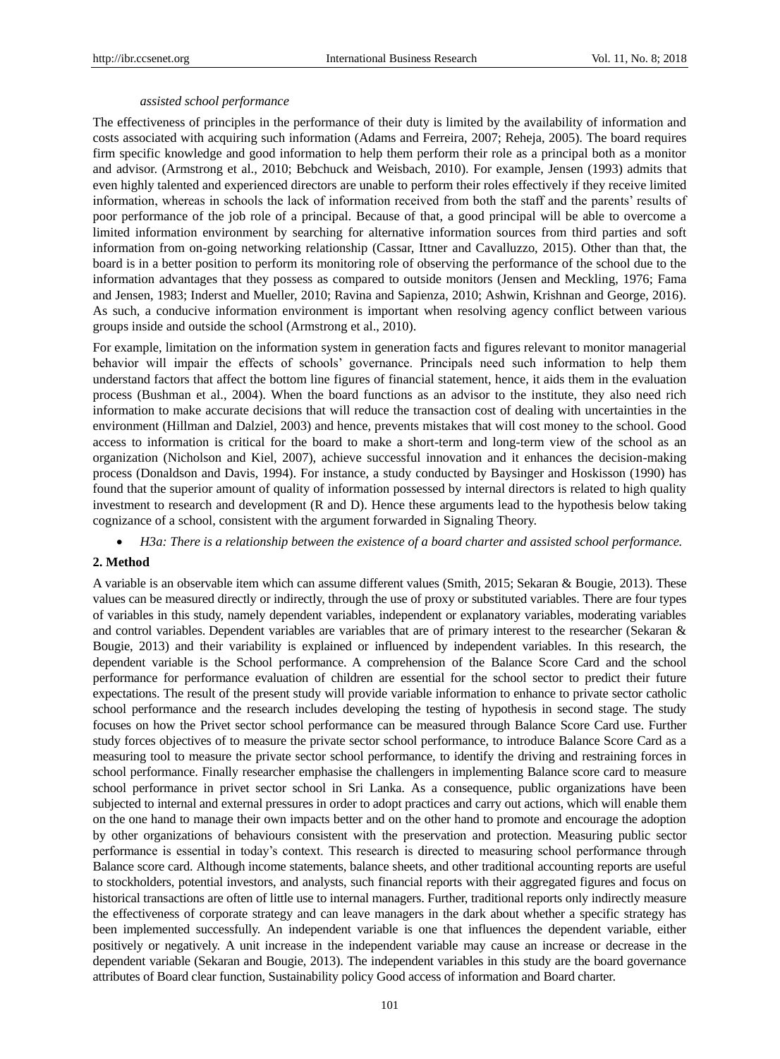*assisted school performance*

The effectiveness of principles in the performance of their duty is limited by the availability of information and costs associated with acquiring such information (Adams and Ferreira, 2007; Reheja, 2005). The board requires firm specific knowledge and good information to help them perform their role as a principal both as a monitor and advisor. (Armstrong et al., 2010; Bebchuck and Weisbach, 2010). For example, Jensen (1993) admits that even highly talented and experienced directors are unable to perform their roles effectively if they receive limited information, whereas in schools the lack of information received from both the staff and the parents' results of poor performance of the job role of a principal. Because of that, a good principal will be able to overcome a limited information environment by searching for alternative information sources from third parties and soft information from on-going networking relationship (Cassar, Ittner and Cavalluzzo, 2015). Other than that, the board is in a better position to perform its monitoring role of observing the performance of the school due to the information advantages that they possess as compared to outside monitors (Jensen and Meckling, 1976; Fama and Jensen, 1983; Inderst and Mueller, 2010; Ravina and Sapienza, 2010; Ashwin, Krishnan and George, 2016). As such, a conducive information environment is important when resolving agency conflict between various groups inside and outside the school (Armstrong et al., 2010).

For example, limitation on the information system in generation facts and figures relevant to monitor managerial behavior will impair the effects of schools' governance. Principals need such information to help them understand factors that affect the bottom line figures of financial statement, hence, it aids them in the evaluation process (Bushman et al., 2004). When the board functions as an advisor to the institute, they also need rich information to make accurate decisions that will reduce the transaction cost of dealing with uncertainties in the environment (Hillman and Dalziel, 2003) and hence, prevents mistakes that will cost money to the school. Good access to information is critical for the board to make a short-term and long-term view of the school as an organization (Nicholson and Kiel, 2007), achieve successful innovation and it enhances the decision-making process (Donaldson and Davis, 1994). For instance, a study conducted by Baysinger and Hoskisson (1990) has found that the superior amount of quality of information possessed by internal directors is related to high quality investment to research and development (R and D). Hence these arguments lead to the hypothesis below taking cognizance of a school, consistent with the argument forwarded in Signaling Theory.

- *H3a: There is a relationship between the existence of a board charter and assisted school performance.*

## 2. Method

A variable is an observable item which can assume different values (Smith, 2015; Sekaran & Bougie, 2013). These values can be measured directly or indirectly, through the use of proxy or substituted variables. There are four types of variables in this study, namely dependent variables, independent or explanatory variables, moderating variables and control variables. Dependent variables are variables that are of primary interest to the researcher (Sekaran & Bougie, 2013) and their variability is explained or influenced by independent variables. In this research, the dependent variable is the School performance. A comprehension of the Balance Score Card and the school performance for performance evaluation of children are essential for the school sector to predict their future expectations. The result of the present study will provide variable information to enhance to private sector catholic school performance and the research includes developing the testing of hypothesis in second stage. The study focuses on how the Privet sector school performance can be measured through Balance Score Card use. Further study forces objectives of to measure the private sector school performance, to introduce Balance Score Card as a measuring tool to measure the private sector school performance, to identify the driving and restraining forces in school performance. Finally researcher emphasise the challengers in implementing Balance score card to measure school performance in privet sector school in Sri Lanka. As a consequence, public organizations have been subjected to internal and external pressures in order to adopt practices and carry out actions, which will enable them on the one hand to manage their own impacts better and on the other hand to promote and encourage the adoption by other organizations of behaviours consistent with the preservation and protection. Measuring public sector performance is essential in today's context. This research is directed to measuring school performance through Balance score card. Although income statements, balance sheets, and other traditional accounting reports are useful to stockholders, potential investors, and analysts, such financial reports with their aggregated figures and focus on historical transactions are often of little use to internal managers. Further, traditional reports only indirectly measure the effectiveness of corporate strategy and can leave managers in the dark about whether a specific strategy has been implemented successfully. An independent variable is one that influences the dependent variable, either positively or negatively. A unit increase in the independent variable may cause an increase or decrease in the dependent variable (Sekaran and Bougie, 2013). The independent variables in this study are the board governance attributes of Board clear function, Sustainability policy Good access of information and Board charter.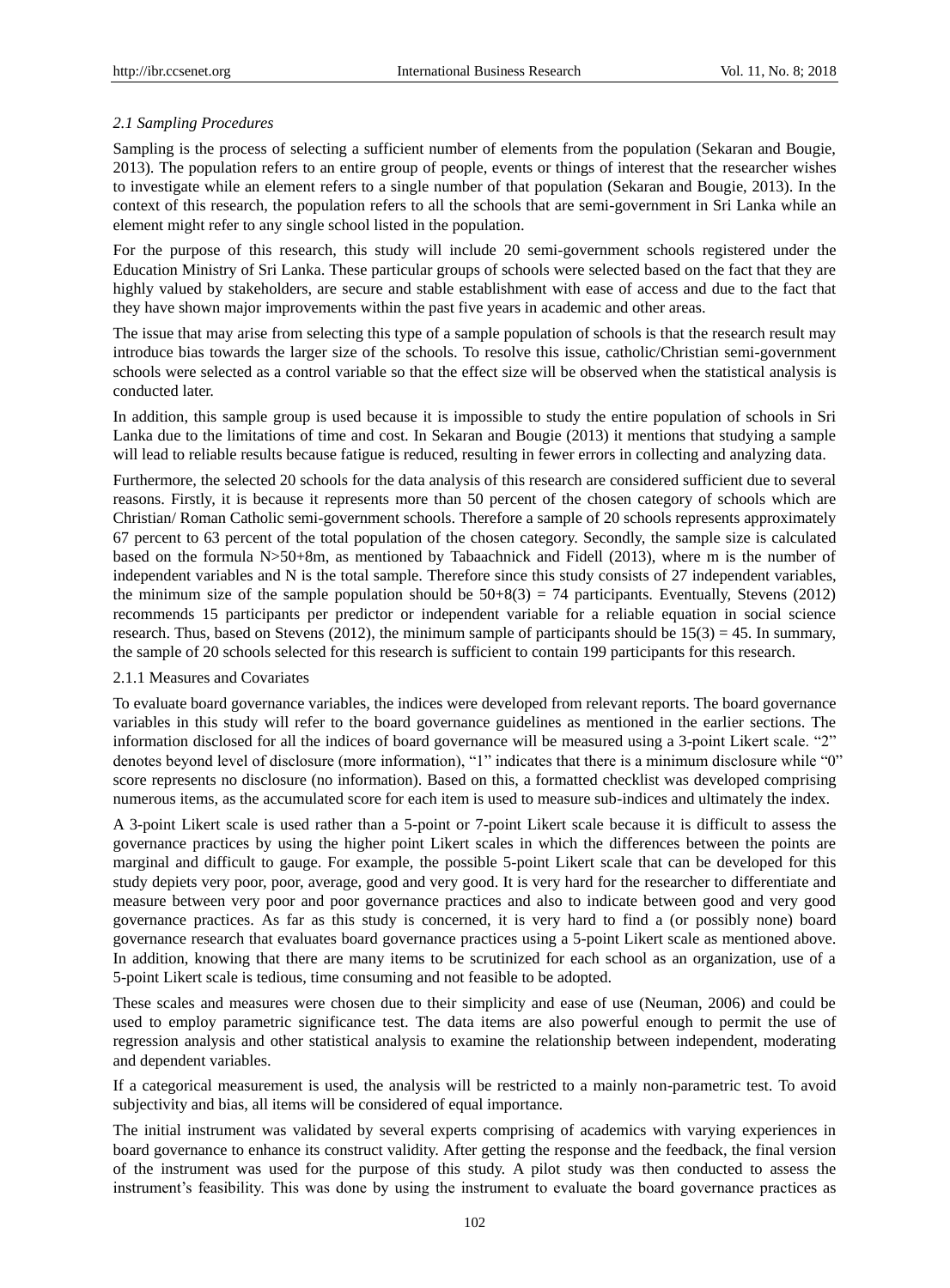### *2.1 Sampling Procedures*

Sampling is the process of selecting a sufficient number of elements from the population (Sekaran and Bougie, 2013). The population refers to an entire group of people, events or things of interest that the researcher wishes to investigate while an element refers to a single number of that population (Sekaran and Bougie, 2013). In the context of this research, the population refers to all the schools that are semi-government in Sri Lanka while an element might refer to any single school listed in the population.

For the purpose of this research, this study will include 20 semi-government schools registered under the Education Ministry of Sri Lanka. These particular groups of schools were selected based on the fact that they are highly valued by stakeholders, are secure and stable establishment with ease of access and due to the fact that they have shown major improvements within the past five years in academic and other areas.

The issue that may arise from selecting this type of a sample population of schools is that the research result may introduce bias towards the larger size of the schools. To resolve this issue, catholic/Christian semi-government schools were selected as a control variable so that the effect size will be observed when the statistical analysis is conducted later.

In addition, this sample group is used because it is impossible to study the entire population of schools in Sri Lanka due to the limitations of time and cost. In Sekaran and Bougie (2013) it mentions that studying a sample will lead to reliable results because fatigue is reduced, resulting in fewer errors in collecting and analyzing data.

Furthermore, the selected 20 schools for the data analysis of this research are considered sufficient due to several reasons. Firstly, it is because it represents more than 50 percent of the chosen category of schools which are Christian/ Roman Catholic semi-government schools. Therefore a sample of 20 schools represents approximately 67 percent to 63 percent of the total population of the chosen category. Secondly, the sample size is calculated based on the formula $N>50+8m$, as mentioned by Tabaachnick and Fidell (2013), where m is the number of independent variables and N is the total sample. Therefore since this study consists of 27 independent variables, the minimum size of the sample population should be $50+8(3) = 74$ participants. Eventually, Stevens (2012) recommends 15 participants per predictor or independent variable for a reliable equation in social science research. Thus, based on Stevens (2012), the minimum sample of participants should be $15(3) = 45$. In summary, the sample of 20 schools selected for this research is sufficient to contain 199 participants for this research.

#### 2.1.1 Measures and Covariates

To evaluate board governance variables, the indices were developed from relevant reports. The board governance variables in this study will refer to the board governance guidelines as mentioned in the earlier sections. The information disclosed for all the indices of board governance will be measured using a 3-point Likert scale. "2" denotes beyond level of disclosure (more information), "1" indicates that there is a minimum disclosure while "0" score represents no disclosure (no information). Based on this, a formatted checklist was developed comprising numerous items, as the accumulated score for each item is used to measure sub-indices and ultimately the index.

A 3-point Likert scale is used rather than a 5-point or 7-point Likert scale because it is difficult to assess the governance practices by using the higher point Likert scales in which the differences between the points are marginal and difficult to gauge. For example, the possible 5-point Likert scale that can be developed for this study depicts very poor, poor, average, good and very good. It is very hard for the researcher to differentiate and measure between very poor and poor governance practices and also to indicate between good and very good governance practices. As far as this study is concerned, it is very hard to find a (or possibly none) board governance research that evaluates board governance practices using a 5-point Likert scale as mentioned above. In addition, knowing that there are many items to be scrutinized for each school as an organization, use of a 5-point Likert scale is tedious, time consuming and not feasible to be adopted.

These scales and measures were chosen due to their simplicity and ease of use (Neuman, 2006) and could be used to employ parametric significance test. The data items are also powerful enough to permit the use of regression analysis and other statistical analysis to examine the relationship between independent, moderating and dependent variables.

If a categorical measurement is used, the analysis will be restricted to a mainly non-parametric test. To avoid subjectivity and bias, all items will be considered of equal importance.

The initial instrument was validated by several experts comprising of academics with varying experiences in board governance to enhance its construct validity. After getting the response and the feedback, the final version of the instrument was used for the purpose of this study. A pilot study was then conducted to assess the instrument's feasibility. This was done by using the instrument to evaluate the board governance practices as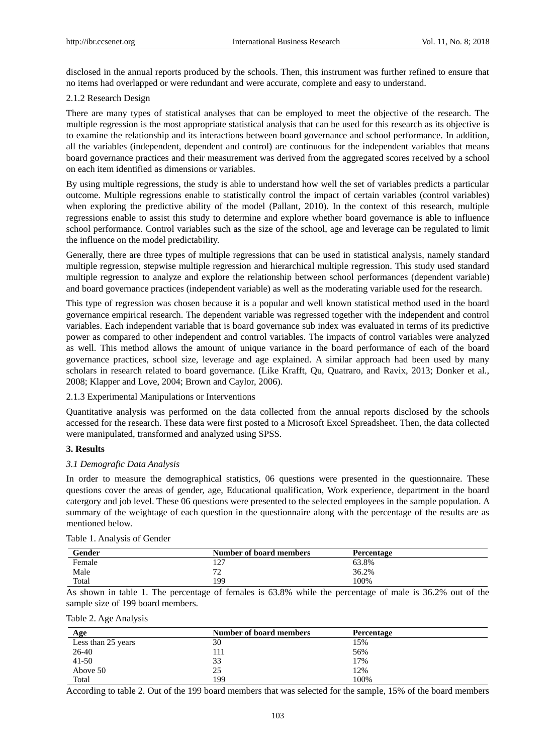disclosed in the annual reports produced by the schools. Then, this instrument was further refined to ensure that no items had overlapped or were redundant and were accurate, complete and easy to understand.

2.1.2 Research Design

There are many types of statistical analyses that can be employed to meet the objective of the research. The multiple regression is the most appropriate statistical analysis that can be used for this research as its objective is to examine the relationship and its interactions between board governance and school performance. In addition, all the variables (independent, dependent and control) are continuous for the independent variables that means board governance practices and their measurement was derived from the aggregated scores received by a school on each item identified as dimensions or variables.

By using multiple regressions, the study is able to understand how well the set of variables predicts a particular outcome. Multiple regressions enable to statistically control the impact of certain variables (control variables) when exploring the predictive ability of the model (Pallant, 2010). In the context of this research, multiple regressions enable to assist this study to determine and explore whether board governance is able to influence school performance. Control variables such as the size of the school, age and leverage can be regulated to limit the influence on the model predictability.

Generally, there are three types of multiple regressions that can be used in statistical analysis, namely standard multiple regression, stepwise multiple regression and hierarchical multiple regression. This study used standard multiple regression to analyze and explore the relationship between school performances (dependent variable) and board governance practices (independent variable) as well as the moderating variable used for the research.

This type of regression was chosen because it is a popular and well known statistical method used in the board governance empirical research. The dependent variable was regressed together with the independent and control variables. Each independent variable that is board governance sub index was evaluated in terms of its predictive power as compared to other independent and control variables. The impacts of control variables were analyzed as well. This method allows the amount of unique variance in the board performance of each of the board governance practices, school size, leverage and age explained. A similar approach had been used by many scholars in research related to board governance. (Like Krafft, Qu, Quatraro, and Ravix, 2013; Donker et al., 2008; Klapper and Love, 2004; Brown and Caylor, 2006).

2.1.3 Experimental Manipulations or Interventions

Quantitative analysis was performed on the data collected from the annual reports disclosed by the schools accessed for the research. These data were first posted to a Microsoft Excel Spreadsheet. Then, the data collected were manipulated, transformed and analyzed using SPSS.

## 3. Results

### *3.1 Demografic Data Analysis*

In order to measure the demographical statistics, 06 questions were presented in the questionnaire. These questions cover the areas of gender, age, Educational qualification, Work experience, department in the board catergory and job level. These 06 questions were presented to the selected employees in the sample population. A summary of the weightage of each question in the questionnaire along with the percentage of the results are as mentioned below.

Table 1. Analysis of Gender

| Gender | Number of board members | Percentage |
|---|---|---|
| Female | 127 | 63.8% |
| Male | 72 | 36.2% |
| Total | 199 | 100% |

As shown in table 1. The percentage of females is 63.8% while the percentage of male is 36.2% out of the sample size of 199 board members.

Table 2. Age Analysis

| Age | Number of board members | Percentage |
|---|---|---|
| Less than 25 years | 30 | 15% |
| 26-40 | 111 | 56% |
| 41-50 | 33 | 17% |
| Above 50 | 25 | 12% |
| Total | 199 | 100% |

According to table 2. Out of the 199 board members that was selected for the sample, 15% of the board members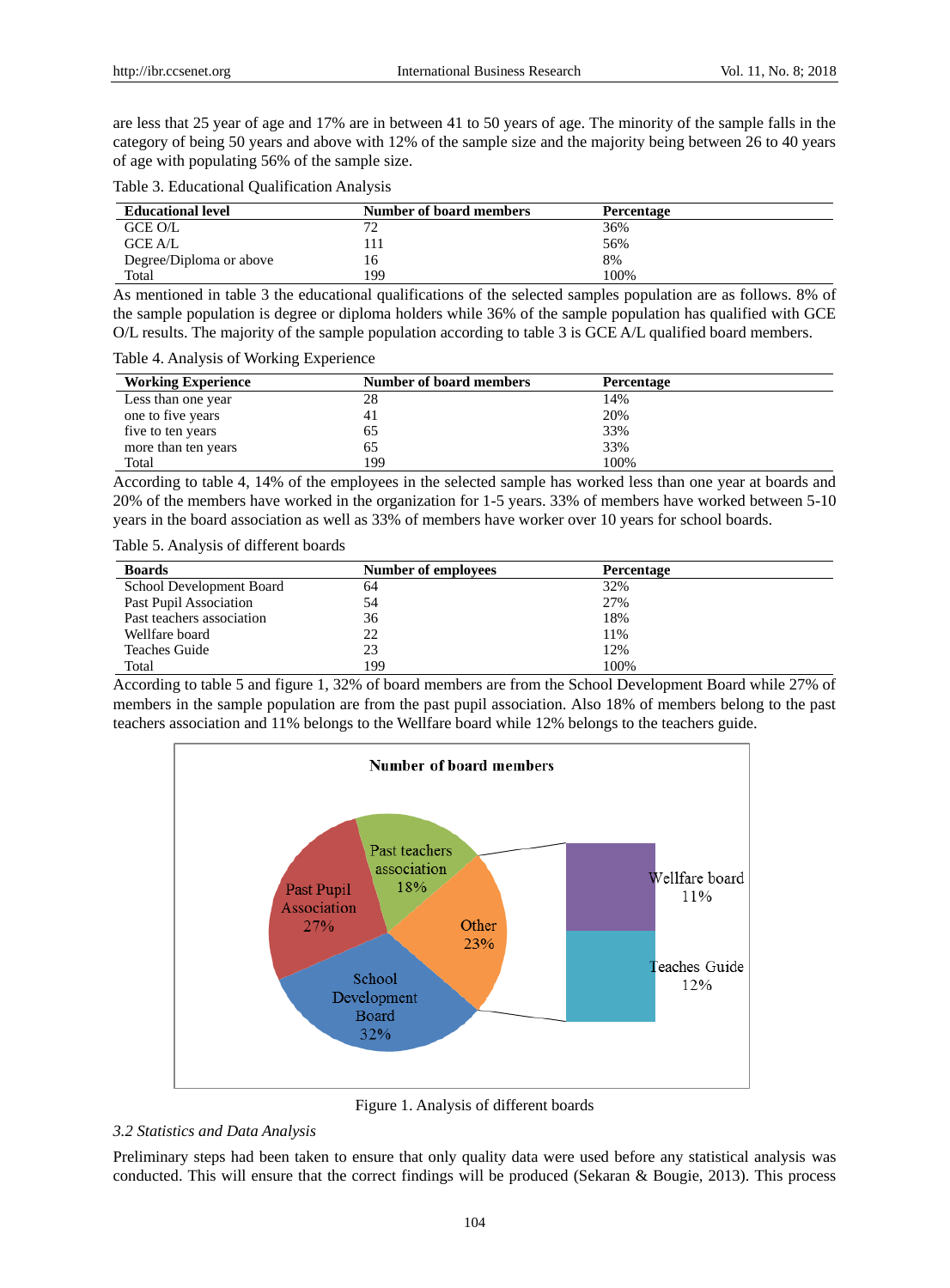are less that 25 year of age and 17% are in between 41 to 50 years of age. The minority of the sample falls in the category of being 50 years and above with 12% of the sample size and the majority being between 26 to 40 years of age with populating 56% of the sample size.

Table 3. Educational Qualification Analysis

| Educational level | Number of board members | Percentage |
|---|---|---|
| GCE O/L | 72 | 36% |
| GCE A/L | 111 | 56% |
| Degree/Diploma or above | 16 | 8% |
| Total | 199 | 100% |

As mentioned in table 3 the educational qualifications of the selected samples population are as follows. 8% of the sample population is degree or diploma holders while 36% of the sample population has qualified with GCE O/L results. The majority of the sample population according to table 3 is GCE A/L qualified board members.

Table 4. Analysis of Working Experience

| Working Experience | Number of board members | Percentage |
|---|---|---|
| Less than one year | 28 | 14% |
| one to five years | 41 | 20% |
| five to ten years | 65 | 33% |
| more than ten years | 65 | 33% |
| Total | 199 | 100% |

According to table 4, 14% of the employees in the selected sample has worked less than one year at boards and 20% of the members have worked in the organization for 1-5 years. 33% of members have worked between 5-10 years in the board association as well as 33% of members have worker over 10 years for school boards.

Table 5. Analysis of different boards

| Boards | Number of employees | Percentage |
|---|---|---|
| School Development Board | 64 | 32% |
| Past Pupil Association | 54 | 27% |
| Past teachers association | 36 | 18% |
| Wellfare board | 22 | 11% |
| Teaches Guide | 23 | 12% |
| Total | 199 | 100% |

According to table 5 and figure 1, 32% of board members are from the School Development Board while 27% of members in the sample population are from the past pupil association. Also 18% of members belong to the past teachers association and 11% belongs to the Wellfare board while 12% belongs to the teachers guide.

Figure 1. Analysis of different boards

*3.2 Statistics and Data Analysis*

Preliminary steps had been taken to ensure that only quality data were used before any statistical analysis was conducted. This will ensure that the correct findings will be produced (Sekaran & Bougie, 2013). This process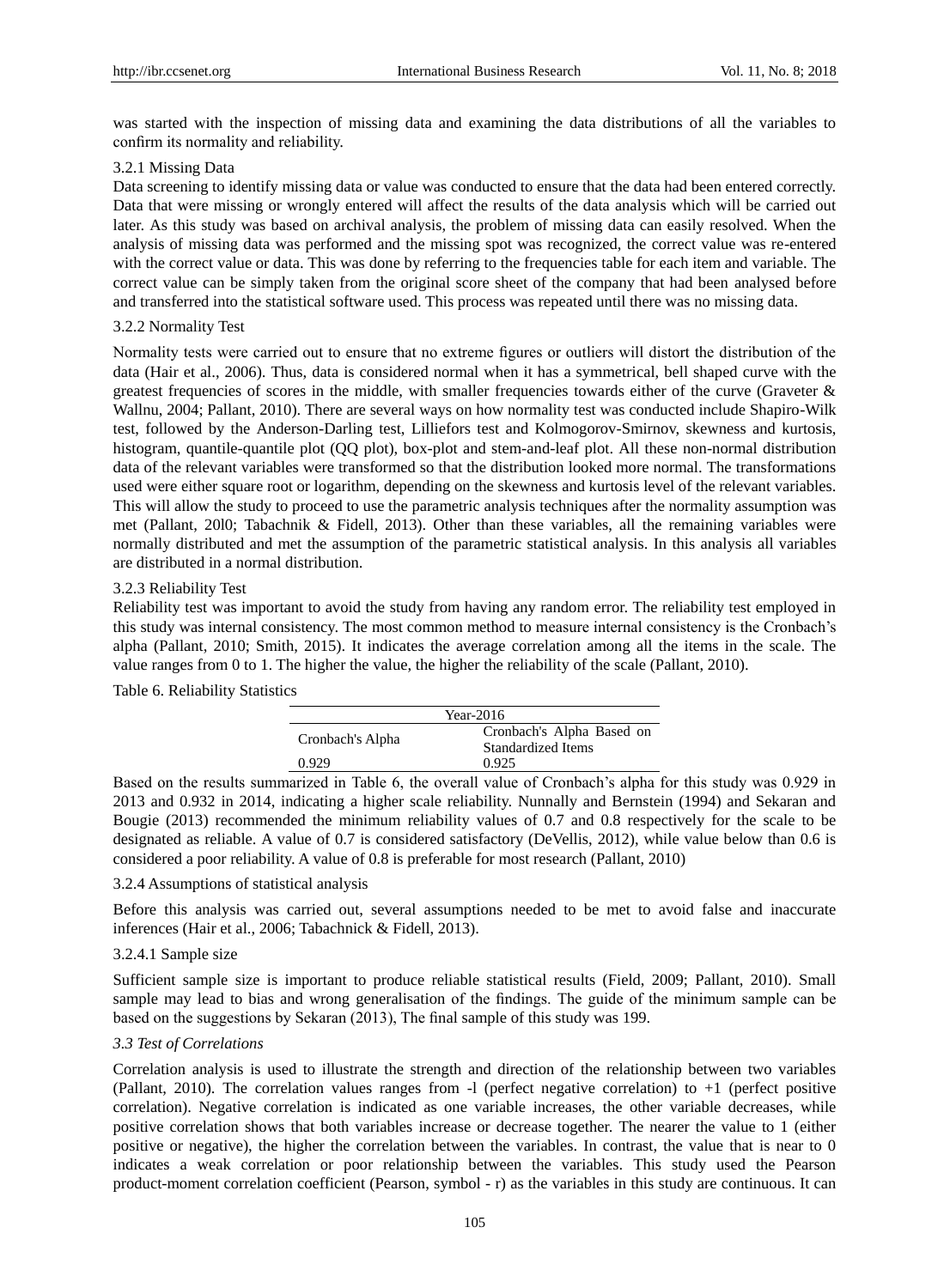was started with the inspection of missing data and examining the data distributions of all the variables to confirm its normality and reliability.

#### 3.2.1 Missing Data

Data screening to identify missing data or value was conducted to ensure that the data had been entered correctly. Data that were missing or wrongly entered will affect the results of the data analysis which will be carried out later. As this study was based on archival analysis, the problem of missing data can easily resolved. When the analysis of missing data was performed and the missing spot was recognized, the correct value was re-entered with the correct value or data. This was done by referring to the frequencies table for each item and variable. The correct value can be simply taken from the original score sheet of the company that had been analysed before and transferred into the statistical software used. This process was repeated until there was no missing data.

#### 3.2.2 Normality Test

Normality tests were carried out to ensure that no extreme figures or outliers will distort the distribution of the data (Hair et al., 2006). Thus, data is considered normal when it has a symmetrical, bell shaped curve with the greatest frequencies of scores in the middle, with smaller frequencies towards either of the curve (Graveter & Wallnu, 2004; Pallant, 2010). There are several ways on how normality test was conducted include Shapiro-Wilk test, followed by the Anderson-Darling test, Lilliefors test and Kolmogorov-Smirnov, skewness and kurtosis, histogram, quantile-quantile plot (QQ plot), box-plot and stem-and-leaf plot. All these non-normal distribution data of the relevant variables were transformed so that the distribution looked more normal. The transformations used were either square root or logarithm, depending on the skewness and kurtosis level of the relevant variables. This will allow the study to proceed to use the parametric analysis techniques after the normality assumption was met (Pallant, 20l0; Tabachnik & Fidell, 2013). Other than these variables, all the remaining variables were normally distributed and met the assumption of the parametric statistical analysis. In this analysis all variables are distributed in a normal distribution.

#### 3.2.3 Reliability Test

Reliability test was important to avoid the study from having any random error. The reliability test employed in this study was internal consistency. The most common method to measure internal consistency is the Cronbach's alpha (Pallant, 2010; Smith, 2015). It indicates the average correlation among all the items in the scale. The value ranges from 0 to 1. The higher the value, the higher the reliability of the scale (Pallant, 2010).

Table 6. Reliability Statistics

| Year-2016 | |
|---|---|
| Cronbach's Alpha | Cronbach's Alpha Based on Standardized Items |
| 0.929 | 0.925 |

Based on the results summarized in Table 6, the overall value of Cronbach's alpha for this study was 0.929 in 2013 and 0.932 in 2014, indicating a higher scale reliability. Nunnally and Bernstein (1994) and Sekaran and Bougie (2013) recommended the minimum reliability values of 0.7 and 0.8 respectively for the scale to be designated as reliable. A value of 0.7 is considered satisfactory (DeVellis, 2012), while value below than 0.6 is considered a poor reliability. A value of 0.8 is preferable for most research (Pallant, 2010)

#### 3.2.4 Assumptions of statistical analysis

Before this analysis was carried out, several assumptions needed to be met to avoid false and inaccurate inferences (Hair et al., 2006; Tabachnick & Fidell, 2013).

##### 3.2.4.1 Sample size

Sufficient sample size is important to produce reliable statistical results (Field, 2009; Pallant, 2010). Small sample may lead to bias and wrong generalisation of the findings. The guide of the minimum sample can be based on the suggestions by Sekaran (2013), The final sample of this study was 199.

### *3.3 Test of Correlations*

Correlation analysis is used to illustrate the strength and direction of the relationship between two variables (Pallant, 2010). The correlation values ranges from -l (perfect negative correlation) to +1 (perfect positive correlation). Negative correlation is indicated as one variable increases, the other variable decreases, while positive correlation shows that both variables increase or decrease together. The nearer the value to 1 (either positive or negative), the higher the correlation between the variables. In contrast, the value that is near to 0 indicates a weak correlation or poor relationship between the variables. This study used the Pearson product-moment correlation coefficient (Pearson, symbol - r) as the variables in this study are continuous. It can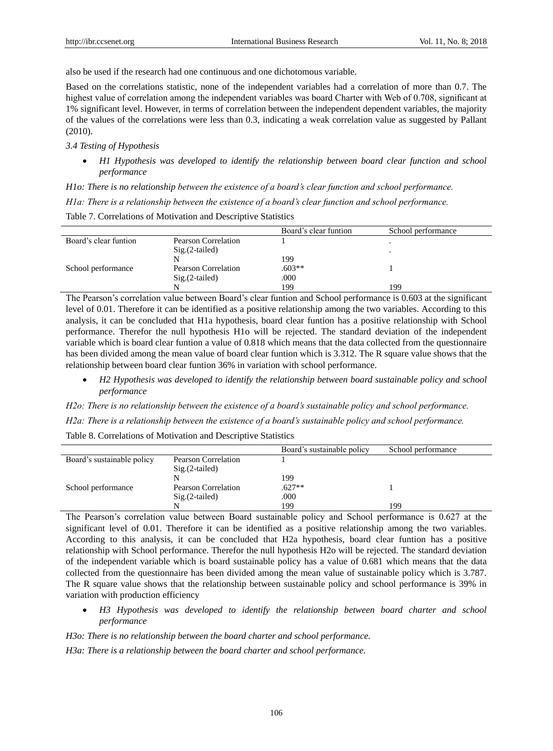also be used if the research had one continuous and one dichotomous variable.

Based on the correlations statistic, none of the independent variables had a correlation of more than 0.7. The highest value of correlation among the independent variables was board Charter with Web of 0.708, significant at 1% significant level. However, in terms of correlation between the independent dependent variables, the majority of the values of the correlations were less than 0.3, indicating a weak correlation value as suggested by Pallant (2010).

*3.4 Testing of Hypothesis*

- *H1 Hypothesis was developed to identify the relationship between board clear function and school performance*

*H1o: There is no relationship between the existence of a board's clear function and school performance.*

*H1a: There is a relationship between the existence of a board's clear function and school performance.*

Table 7. Correlations of Motivation and Descriptive Statistics

| | | Board's clear funtion | School performance |
|---|---|---|---|
| Board's clear funtion | Pearson Correlation | 1 | . |
| | Sig.(2-tailed) | | . |
| | N | 199 | |
| School performance | Pearson Correlation | .603** | 1 |
| | Sig.(2-tailed) | .000 | |
| | N | 199 | 199 |

The Pearson's correlation value between Board's clear funtion and School performance is 0.603 at the significant level of 0.01. Therefore it can be identified as a positive relationship among the two variables. According to this analysis, it can be concluded that H1a hypothesis, board clear funtion has a positive relationship with School performance. Therefor the null hypothesis H1o will be rejected. The standard deviation of the independent variable which is board clear funtion a value of 0.818 which means that the data collected from the questionnaire has been divided among the mean value of board clear funtion which is 3.312. The R square value shows that the relationship between board clear funtion 36% in variation with school performance.

- *H2 Hypothesis was developed to identify the relationship between board sustainable policy and school performance*

*H2o: There is no relationship between the existence of a board's sustainable policy and school performance.*

*H2a: There is a relationship between the existence of a board's sustainable policy and school performance.*

Table 8. Correlations of Motivation and Descriptive Statistics

| | | Board's sustainable policy | School performance |
|---|---|---|---|
| Board's sustainable policy | Pearson Correlation | 1 | |
| | Sig.(2-tailed) | | |
| | N | 199 | |
| School performance | Pearson Correlation | .627** | 1 |
| | Sig.(2-tailed) | .000 | |
| | N | 199 | 199 |

The Pearson's correlation value between Board sustainable policy and School performance is 0.627 at the significant level of 0.01. Therefore it can be identified as a positive relationship among the two variables. According to this analysis, it can be concluded that H2a hypothesis, board clear funtion has a positive relationship with School performance. Therefor the null hypothesis H2o will be rejected. The standard deviation of the independent variable which is board sustainable policy has a value of 0.681 which means that the data collected from the questionnaire has been divided among the mean value of sustainable policy which is 3.787. The R square value shows that the relationship between sustainable policy and school performance is 39% in variation with production efficiency

- *H3 Hypothesis was developed to identify the relationship between board charter and school performance*

*H3o: There is no relationship between the board charter and school performance.*

*H3a: There is a relationship between the board charter and school performance.*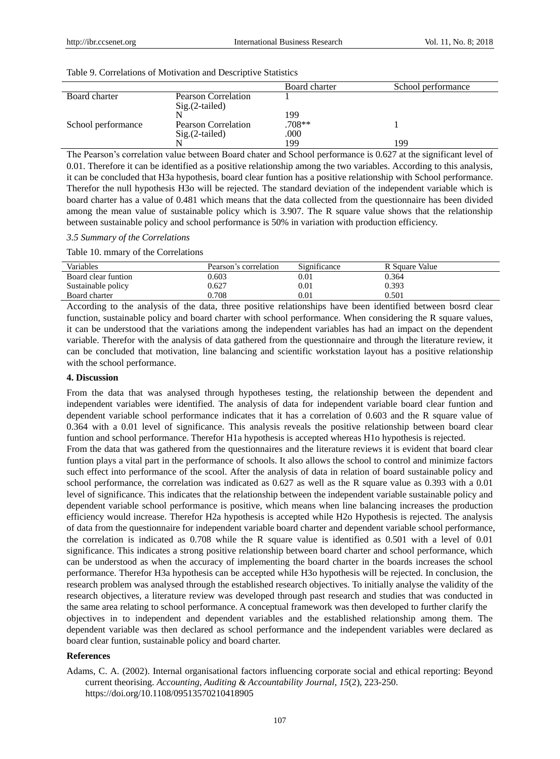Table 9. Correlations of Motivation and Descriptive Statistics

| | | Board charter | School performance |
|---|---|---|---|
| Board charter | Pearson Correlation | 1 | |
| | Sig.(2-tailed) | | |
| | N | 199 | |
| School performance | Pearson Correlation | .708** | 1 |
| | Sig.(2-tailed) | .000 | |
| | N | 199 | 199 |

The Pearson's correlation value between Board chater and School performance is 0.627 at the significant level of 0.01. Therefore it can be identified as a positive relationship among the two variables. According to this analysis, it can be concluded that H3a hypothesis, board clear funtion has a positive relationship with School performance. Therefor the null hypothesis H3o will be rejected. The standard deviation of the independent variable which is board charter has a value of 0.481 which means that the data collected from the questionnaire has been divided among the mean value of sustainable policy which is 3.907. The R square value shows that the relationship between sustainable policy and school performance is 50% in variation with production efficiency.

*3.5 Summary of the Correlations*

Table 10. mmary of the Correlations

| Variables | Pearson's correlation | Significance | R Square Value |
|---|---|---|---|
| Board clear funtion | 0.603 | 0.01 | 0.364 |
| Sustainable policy | 0.627 | 0.01 | 0.393 |
| Board charter | 0.708 | 0.01 | 0.501 |

According to the analysis of the data, three positive relationships have been identified between bosrd clear function, sustainable policy and board charter with school performance. When considering the R square values, it can be understood that the variations among the independent variables has had an impact on the dependent variable. Therefor with the analysis of data gathered from the questionnaire and through the literature review, it can be concluded that motivation, line balancing and scientific workstation layout has a positive relationship with the school performance.

**4. Discussion**

From the data that was analysed through hypotheses testing, the relationship between the dependent and independent variables were identified. The analysis of data for independent variable board clear funtion and dependent variable school performance indicates that it has a correlation of 0.603 and the R square value of 0.364 with a 0.01 level of significance. This analysis reveals the positive relationship between board clear funtion and school performance. Therefor H1a hypothesis is accepted whereas H1o hypothesis is rejected.

From the data that was gathered from the questionnaires and the literature reviews it is evident that board clear funtion plays a vital part in the performance of schools. It also allows the school to control and minimize factors such effect into performance of the scool. After the analysis of data in relation of board sustainable policy and school performance, the correlation was indicated as 0.627 as well as the R square value as 0.393 with a 0.01 level of significance. This indicates that the relationship between the independent variable sustainable policy and dependent variable school performance is positive, which means when line balancing increases the production efficiency would increase. Therefor H2a hypothesis is accepted while H2o Hypothesis is rejected. The analysis of data from the questionnaire for independent variable board charter and dependent variable school performance, the correlation is indicated as 0.708 while the R square value is identified as 0.501 with a level of 0.01 significance. This indicates a strong positive relationship between board charter and school performance, which can be understood as when the accuracy of implementing the board charter in the boards increases the school performance. Therefor H3a hypothesis can be accepted while H3o hypothesis will be rejected. In conclusion, the research problem was analysed through the established research objectives. To initially analyse the validity of the research objectives, a literature review was developed through past research and studies that was conducted in the same area relating to school performance. A conceptual framework was then developed to further clarify the objectives in to independent and dependent variables and the established relationship among them. The dependent variable was then declared as school performance and the independent variables were declared as board clear funtion, sustainable policy and board charter.

**References**

Adams, C. A. (2002). Internal organisational factors influencing corporate social and ethical reporting: Beyond current theorising. *Accounting, Auditing & Accountability Journal, 15*(2), 223-250. https://doi.org/10.1108/09513570210418905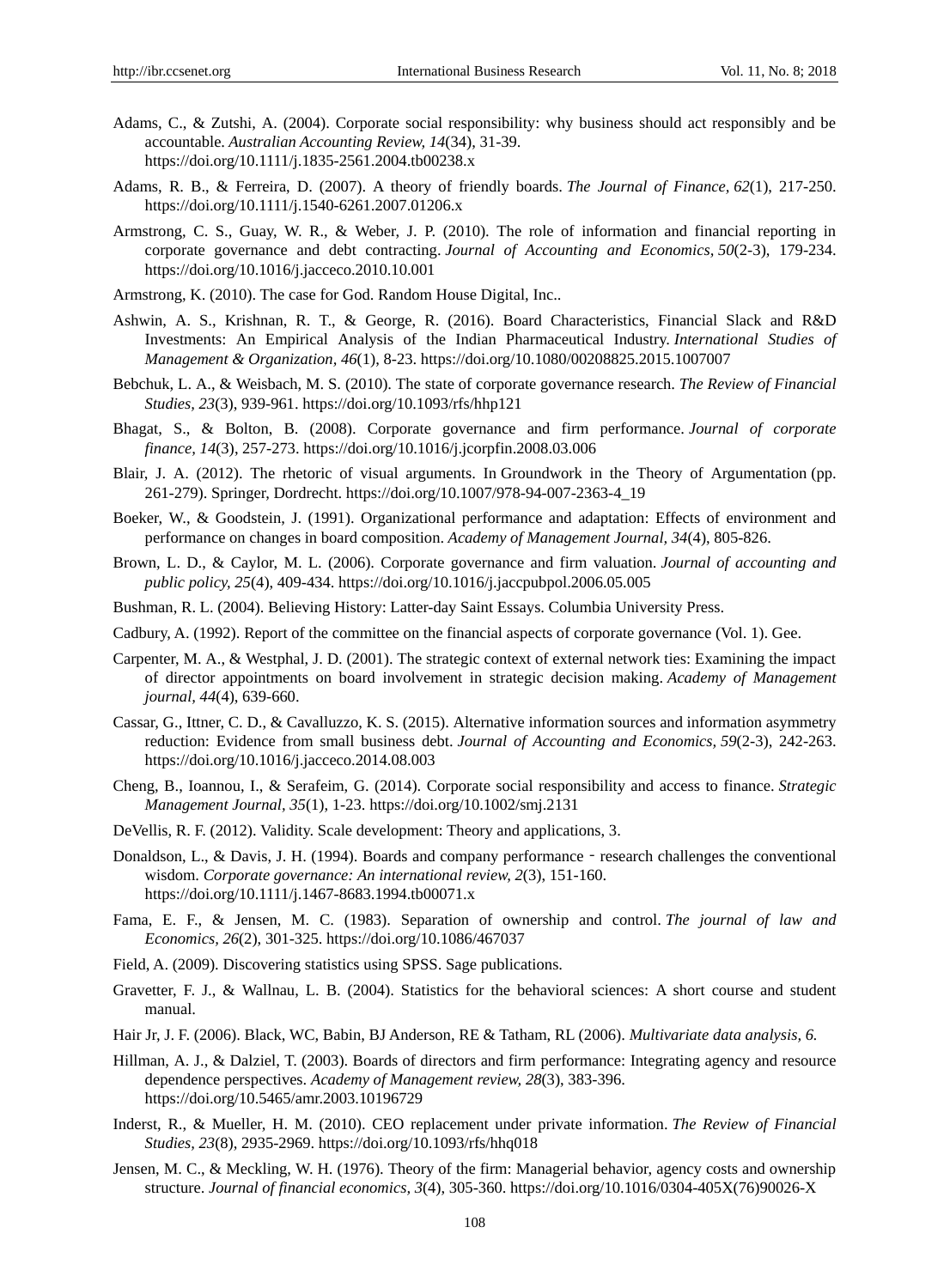Adams, C., & Zutshi, A. (2004). Corporate social responsibility: why business should act responsibly and be accountable. *Australian Accounting Review, 14*(34), 31-39. https://doi.org/10.1111/j.1835-2561.2004.tb00238.x

Adams, R. B., & Ferreira, D. (2007). A theory of friendly boards. *The Journal of Finance, 62*(1), 217-250. https://doi.org/10.1111/j.1540-6261.2007.01206.x

Armstrong, C. S., Guay, W. R., & Weber, J. P. (2010). The role of information and financial reporting in corporate governance and debt contracting. *Journal of Accounting and Economics, 50*(2-3), 179-234. https://doi.org/10.1016/j.jacceco.2010.10.001

Armstrong, K. (2010). The case for God. Random House Digital, Inc..

Ashwin, A. S., Krishnan, R. T., & George, R. (2016). Board Characteristics, Financial Slack and R&D Investments: An Empirical Analysis of the Indian Pharmaceutical Industry. *International Studies of Management & Organization, 46*(1), 8-23. https://doi.org/10.1080/00208825.2015.1007007

Bebchuk, L. A., & Weisbach, M. S. (2010). The state of corporate governance research. *The Review of Financial Studies, 23*(3), 939-961. https://doi.org/10.1093/rfs/hhp121

Bhagat, S., & Bolton, B. (2008). Corporate governance and firm performance. *Journal of corporate finance, 14*(3), 257-273. https://doi.org/10.1016/j.jcorpfin.2008.03.006

Blair, J. A. (2012). The rhetoric of visual arguments. In Groundwork in the Theory of Argumentation (pp. 261-279). Springer, Dordrecht. https://doi.org/10.1007/978-94-007-2363-4_19

Boeker, W., & Goodstein, J. (1991). Organizational performance and adaptation: Effects of environment and performance on changes in board composition. *Academy of Management Journal, 34*(4), 805-826.

Brown, L. D., & Caylor, M. L. (2006). Corporate governance and firm valuation. *Journal of accounting and public policy, 25*(4), 409-434. https://doi.org/10.1016/j.jaccpubpol.2006.05.005

Bushman, R. L. (2004). Believing History: Latter-day Saint Essays. Columbia University Press.

Cadbury, A. (1992). Report of the committee on the financial aspects of corporate governance (Vol. 1). Gee.

Carpenter, M. A., & Westphal, J. D. (2001). The strategic context of external network ties: Examining the impact of director appointments on board involvement in strategic decision making. *Academy of Management journal, 44*(4), 639-660.

Cassar, G., Ittner, C. D., & Cavalluzzo, K. S. (2015). Alternative information sources and information asymmetry reduction: Evidence from small business debt. *Journal of Accounting and Economics, 59*(2-3), 242-263. https://doi.org/10.1016/j.jacceco.2014.08.003

Cheng, B., Ioannou, I., & Serafeim, G. (2014). Corporate social responsibility and access to finance. *Strategic Management Journal, 35*(1), 1-23. https://doi.org/10.1002/smj.2131

DeVellis, R. F. (2012). Validity. Scale development: Theory and applications, 3.

Donaldson, L., & Davis, J. H. (1994). Boards and company performance ‐ research challenges the conventional wisdom. *Corporate governance: An international review, 2*(3), 151-160. https://doi.org/10.1111/j.1467-8683.1994.tb00071.x

Fama, E. F., & Jensen, M. C. (1983). Separation of ownership and control. *The journal of law and Economics, 26*(2), 301-325. https://doi.org/10.1086/467037

Field, A. (2009). Discovering statistics using SPSS. Sage publications.

Gravetter, F. J., & Wallnau, L. B. (2004). Statistics for the behavioral sciences: A short course and student manual.

Hair Jr, J. F. (2006). Black, WC, Babin, BJ Anderson, RE & Tatham, RL (2006). *Multivariate data analysis, 6.*

Hillman, A. J., & Dalziel, T. (2003). Boards of directors and firm performance: Integrating agency and resource dependence perspectives. *Academy of Management review, 28*(3), 383-396. https://doi.org/10.5465/amr.2003.10196729

Inderst, R., & Mueller, H. M. (2010). CEO replacement under private information. *The Review of Financial Studies, 23*(8), 2935-2969. https://doi.org/10.1093/rfs/hhq018

Jensen, M. C., & Meckling, W. H. (1976). Theory of the firm: Managerial behavior, agency costs and ownership structure. *Journal of financial economics, 3*(4), 305-360. https://doi.org/10.1016/0304-405X(76)90026-X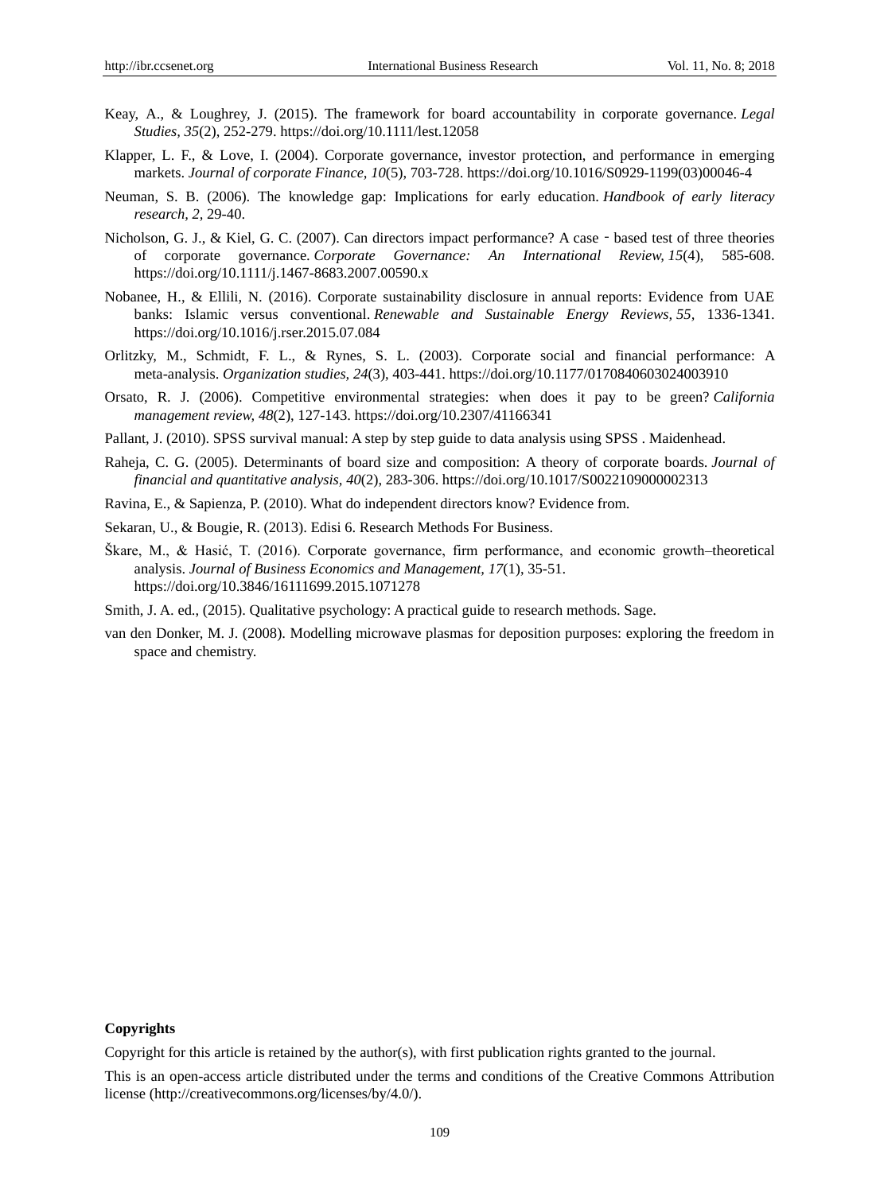Keay, A., & Loughrey, J. (2015). The framework for board accountability in corporate governance. *Legal Studies, 35*(2), 252-279. https://doi.org/10.1111/lest.12058

Klapper, L. F., & Love, I. (2004). Corporate governance, investor protection, and performance in emerging markets. *Journal of corporate Finance, 10*(5), 703-728. https://doi.org/10.1016/S0929-1199(03)00046-4

Neuman, S. B. (2006). The knowledge gap: Implications for early education. *Handbook of early literacy research, 2,* 29-40.

Nicholson, G. J., & Kiel, G. C. (2007). Can directors impact performance? A case‐based test of three theories of corporate governance. *Corporate Governance: An International Review, 15*(4), 585-608. https://doi.org/10.1111/j.1467-8683.2007.00590.x

Nobanee, H., & Ellili, N. (2016). Corporate sustainability disclosure in annual reports: Evidence from UAE banks: Islamic versus conventional. *Renewable and Sustainable Energy Reviews, 55,* 1336-1341. https://doi.org/10.1016/j.rser.2015.07.084

Orlitzky, M., Schmidt, F. L., & Rynes, S. L. (2003). Corporate social and financial performance: A meta-analysis. *Organization studies, 24*(3), 403-441. https://doi.org/10.1177/0170840603024003910

Orsato, R. J. (2006). Competitive environmental strategies: when does it pay to be green? *California management review, 48*(2), 127-143. https://doi.org/10.2307/41166341

Pallant, J. (2010). SPSS survival manual: A step by step guide to data analysis using SPSS . Maidenhead.

Raheja, C. G. (2005). Determinants of board size and composition: A theory of corporate boards. *Journal of financial and quantitative analysis, 40*(2), 283-306. https://doi.org/10.1017/S0022109000002313

Ravina, E., & Sapienza, P. (2010). What do independent directors know? Evidence from.

Sekaran, U., & Bougie, R. (2013). Edisi 6. Research Methods For Business.

Škare, M., & Hasić, T. (2016). Corporate governance, firm performance, and economic growth–theoretical analysis. *Journal of Business Economics and Management, 17*(1), 35-51. https://doi.org/10.3846/16111699.2015.1071278

Smith, J. A. ed., (2015). Qualitative psychology: A practical guide to research methods. Sage.

van den Donker, M. J. (2008). Modelling microwave plasmas for deposition purposes: exploring the freedom in space and chemistry.

**Copyrights**

Copyright for this article is retained by the author(s), with first publication rights granted to the journal.

This is an open-access article distributed under the terms and conditions of the Creative Commons Attribution license (http://creativecommons.org/licenses/by/4.0/).